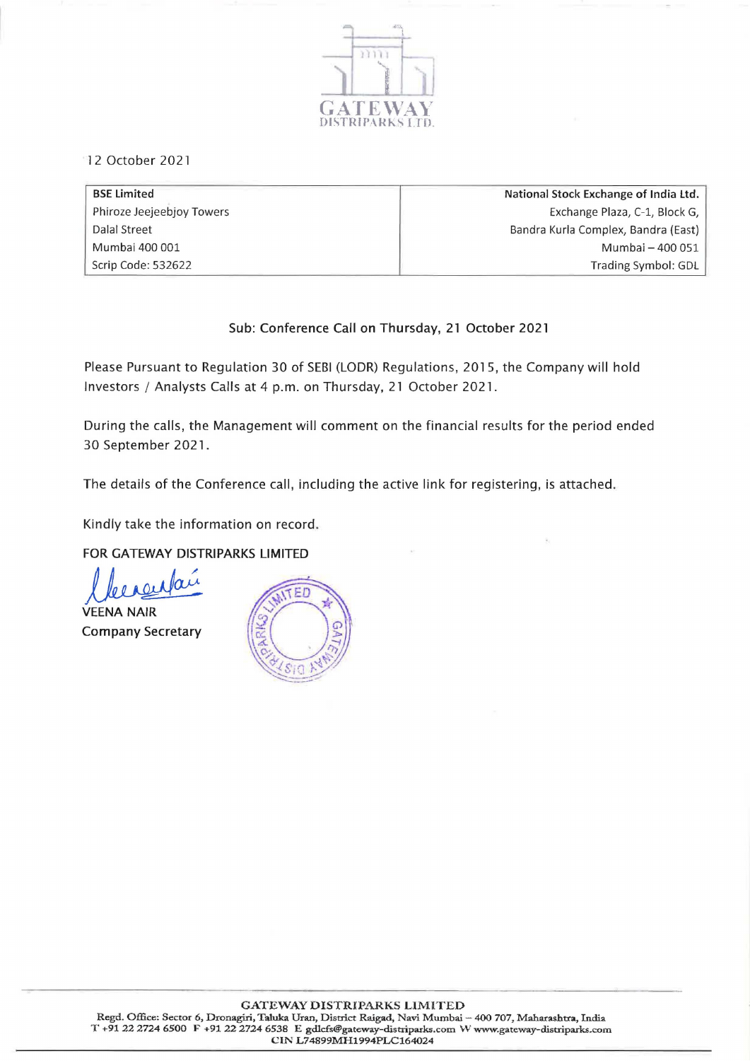GATEWAY
DISTRIPARKS LTD.

12 October 2021

| BSE Limited | National Stock Exchange of India Ltd. |
|---|---|
| Phiroze Jeejeebjoy Towers | Exchange Plaza, C-1, Block G, |
| Dalal Street | Bandra Kurla Complex, Bandra (East) |
| Mumbai 400 001 | Mumbai – 400 051 |
| Scrip Code: 532622 | Trading Symbol: GDL |

Sub: Conference Call on Thursday, 21 October 2021

Please Pursuant to Regulation 30 of SEBI (LODR) Regulations, 2015, the Company will hold Investors / Analysts Calls at 4 p.m. on Thursday, 21 October 2021.

During the calls, the Management will comment on the financial results for the period ended 30 September 2021.

The details of the Conference call, including the active link for registering, is attached.

Kindly take the information on record.

FOR GATEWAY DISTRIPARKS LIMITED

VEENA NAIR
Company Secretary

GATEWAY DISTRIPARKS LIMITED
Regd. Office: Sector 6, Dronagiri, Taluka Uran, District Raigad, Navi Mumbai – 400 707, Maharashtra, India
T +91 22 2724 6500 F +91 22 2724 6538 E gdlcfs@gateway-distriparks.com W www.gateway-distriparks.com
CIN L74899MH1994PLC164024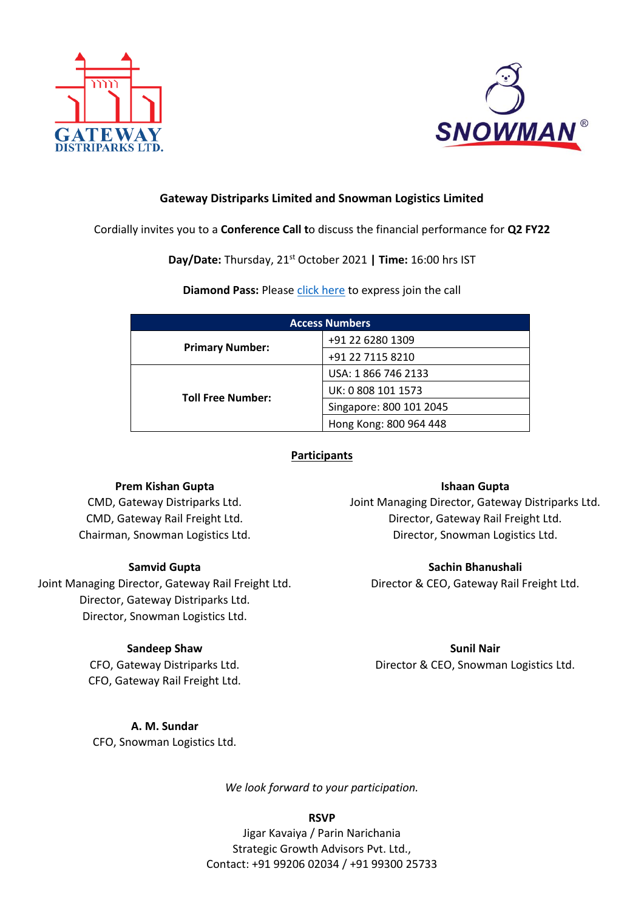**Gateway Distriparks Limited and Snowman Logistics Limited**

Cordially invites you to a **Conference Call t**o discuss the financial performance for **Q2 FY22**

**Day/Date:** Thursday, 21st October 2021 **|** **Time:** 16:00 hrs IST

**Diamond Pass:** Please click here to express join the call

| Access Numbers | |
|---|---|
| **Primary Number:** | +91 22 6280 1309 |
| | +91 22 7115 8210 |
| **Toll Free Number:** | USA: 1 866 746 2133 |
| | UK: 0 808 101 1573 |
| | Singapore: 800 101 2045 |
| | Hong Kong: 800 964 448 |

**Participants**

**Prem Kishan Gupta**
CMD, Gateway Distriparks Ltd.
CMD, Gateway Rail Freight Ltd.
Chairman, Snowman Logistics Ltd.

**Ishaan Gupta**
Joint Managing Director, Gateway Distriparks Ltd.
Director, Gateway Rail Freight Ltd.
Director, Snowman Logistics Ltd.

**Samvid Gupta**
Joint Managing Director, Gateway Rail Freight Ltd.
Director, Gateway Distriparks Ltd.
Director, Snowman Logistics Ltd.

**Sachin Bhanushali**
Director & CEO, Gateway Rail Freight Ltd.

**Sandeep Shaw**
CFO, Gateway Distriparks Ltd.
CFO, Gateway Rail Freight Ltd.

**Sunil Nair**
Director & CEO, Snowman Logistics Ltd.

**A. M. Sundar**
CFO, Snowman Logistics Ltd.

*We look forward to your participation.*

**RSVP**
Jigar Kavaiya / Parin Narichania
Strategic Growth Advisors Pvt. Ltd.,
Contact: +91 99206 02034 / +91 99300 25733